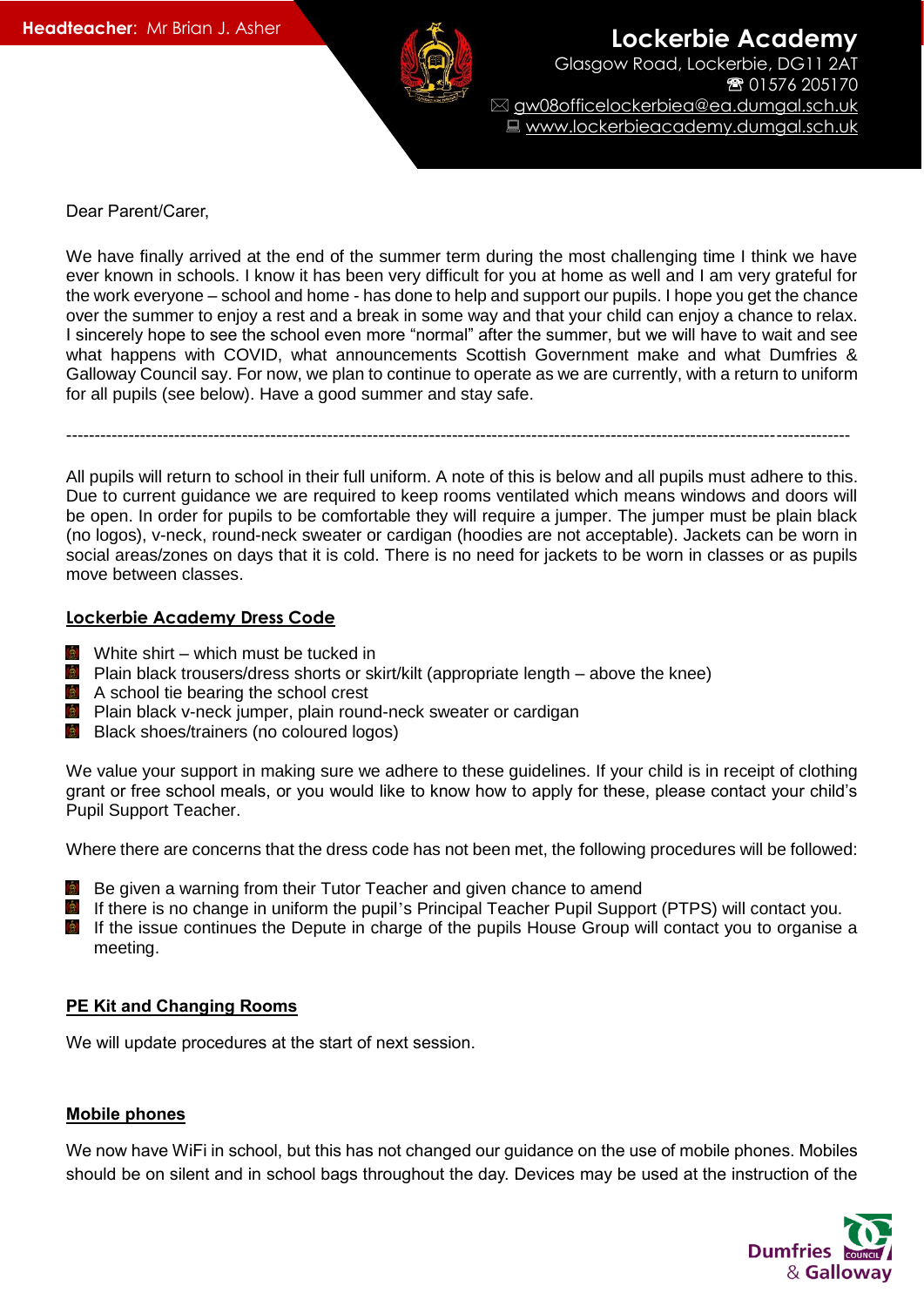**Headteacher:** Mr Brian J. Asher

**Lockerbie Academy**
Glasgow Road, Lockerbie, DG11 2AT
☎ 01576 205170
✉ gw08officelockerbiea@ea.dumgal.sch.uk
💻 www.lockerbieacademy.dumgal.sch.uk

Dear Parent/Carer,

We have finally arrived at the end of the summer term during the most challenging time I think we have ever known in schools. I know it has been very difficult for you at home as well and I am very grateful for the work everyone – school and home - has done to help and support our pupils. I hope you get the chance over the summer to enjoy a rest and a break in some way and that your child can enjoy a chance to relax. I sincerely hope to see the school even more "normal" after the summer, but we will have to wait and see what happens with COVID, what announcements Scottish Government make and what Dumfries & Galloway Council say. For now, we plan to continue to operate as we are currently, with a return to uniform for all pupils (see below). Have a good summer and stay safe.

---

All pupils will return to school in their full uniform. A note of this is below and all pupils must adhere to this. Due to current guidance we are required to keep rooms ventilated which means windows and doors will be open. In order for pupils to be comfortable they will require a jumper. The jumper must be plain black (no logos), v-neck, round-neck sweater or cardigan (hoodies are not acceptable). Jackets can be worn in social areas/zones on days that it is cold. There is no need for jackets to be worn in classes or as pupils move between classes.

## Lockerbie Academy Dress Code

- White shirt – which must be tucked in
- Plain black trousers/dress shorts or skirt/kilt (appropriate length – above the knee)
- A school tie bearing the school crest
- Plain black v-neck jumper, plain round-neck sweater or cardigan
- Black shoes/trainers (no coloured logos)

We value your support in making sure we adhere to these guidelines. If your child is in receipt of clothing grant or free school meals, or you would like to know how to apply for these, please contact your child's Pupil Support Teacher.

Where there are concerns that the dress code has not been met, the following procedures will be followed:

- Be given a warning from their Tutor Teacher and given chance to amend
- If there is no change in uniform the pupil's Principal Teacher Pupil Support (PTPS) will contact you.
- If the issue continues the Depute in charge of the pupils House Group will contact you to organise a meeting.

## PE Kit and Changing Rooms

We will update procedures at the start of next session.

## Mobile phones

We now have WiFi in school, but this has not changed our guidance on the use of mobile phones. Mobiles should be on silent and in school bags throughout the day. Devices may be used at the instruction of the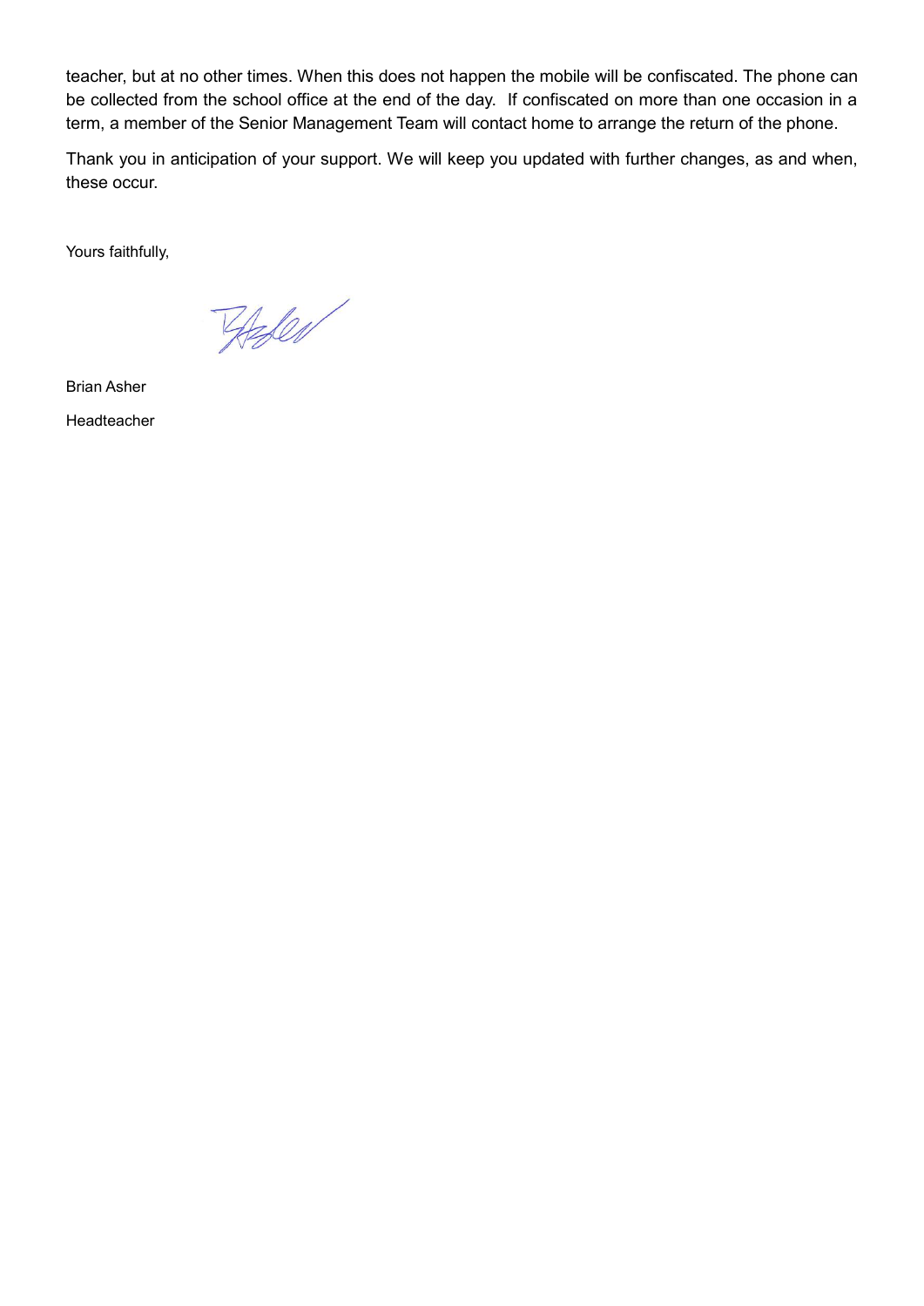teacher, but at no other times. When this does not happen the mobile will be confiscated. The phone can be collected from the school office at the end of the day. If confiscated on more than one occasion in a term, a member of the Senior Management Team will contact home to arrange the return of the phone.

Thank you in anticipation of your support. We will keep you updated with further changes, as and when, these occur.

Yours faithfully,

Brian Asher

Headteacher